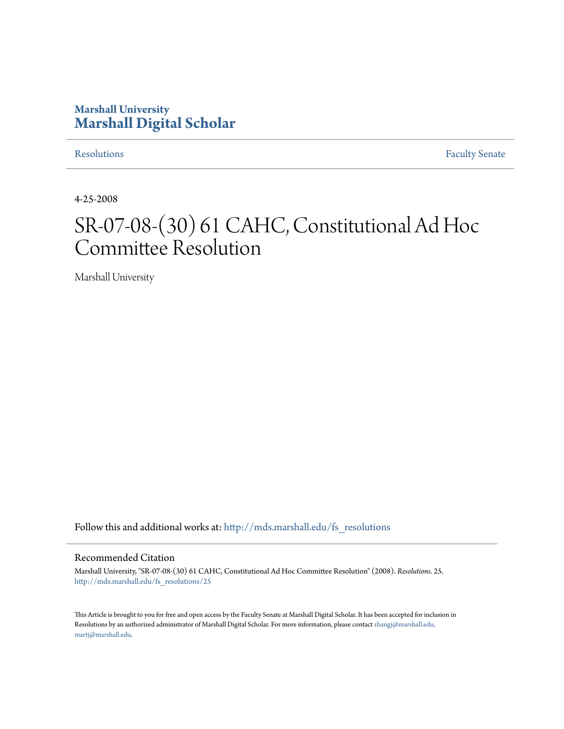Marshall University
# Marshall Digital Scholar

Resolutions | Faculty Senate

4-25-2008

# SR-07-08-(30) 61 CAHC, Constitutional Ad Hoc Committee Resolution

Marshall University

Follow this and additional works at: http://mds.marshall.edu/fs_resolutions

## Recommended Citation

Marshall University, "SR-07-08-(30) 61 CAHC, Constitutional Ad Hoc Committee Resolution" (2008). *Resolutions*. 25.
http://mds.marshall.edu/fs_resolutions/25

This Article is brought to you for free and open access by the Faculty Senate at Marshall Digital Scholar. It has been accepted for inclusion in Resolutions by an authorized administrator of Marshall Digital Scholar. For more information, please contact zhangj@marshall.edu, martj@marshall.edu.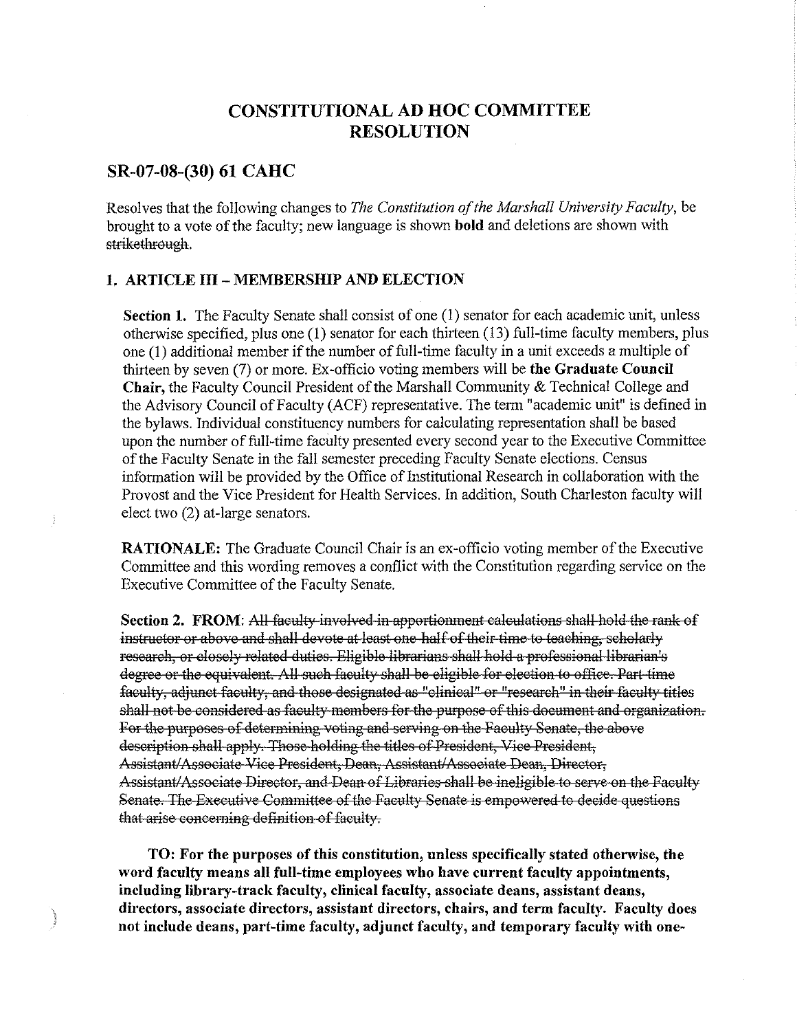# CONSTITUTIONAL AD HOC COMMITTEE RESOLUTION

## SR-07-08-(30) 61 CAHC

Resolves that the following changes to *The Constitution of the Marshall University Faculty*, be brought to a vote of the faculty; new language is shown **bold** and deletions are shown with ~~strikethrough~~.

### 1. ARTICLE III – MEMBERSHIP AND ELECTION

**Section 1.** The Faculty Senate shall consist of one (1) senator for each academic unit, unless otherwise specified, plus one (1) senator for each thirteen (13) full-time faculty members, plus one (1) additional member if the number of full-time faculty in a unit exceeds a multiple of thirteen by seven (7) or more. Ex-officio voting members will be **the Graduate Council Chair,** the Faculty Council President of the Marshall Community & Technical College and the Advisory Council of Faculty (ACF) representative. The term "academic unit" is defined in the bylaws. Individual constituency numbers for calculating representation shall be based upon the number of full-time faculty presented every second year to the Executive Committee of the Faculty Senate in the fall semester preceding Faculty Senate elections. Census information will be provided by the Office of Institutional Research in collaboration with the Provost and the Vice President for Health Services. In addition, South Charleston faculty will elect two (2) at-large senators.

**RATIONALE:** The Graduate Council Chair is an ex-officio voting member of the Executive Committee and this wording removes a conflict with the Constitution regarding service on the Executive Committee of the Faculty Senate.

**Section 2. FROM**: ~~All faculty involved in apportionment calculations shall hold the rank of instructor or above and shall devote at least one-half of their time to teaching, scholarly research, or closely related duties. Eligible librarians shall hold a professional librarian's degree or the equivalent. All such faculty shall be eligible for election to office. Part-time faculty, adjunct faculty, and those designated as "clinical" or "research" in their faculty titles shall not be considered as faculty members for the purpose of this document and organization. For the purposes of determining voting and serving on the Faculty Senate, the above description shall apply. Those holding the titles of President, Vice President, Assistant/Associate Vice President, Dean, Assistant/Associate Dean, Director, Assistant/Associate Director, and Dean of Libraries shall be ineligible to serve on the Faculty Senate. The Executive Committee of the Faculty Senate is empowered to decide questions that arise concerning definition of faculty.~~

**TO: For the purposes of this constitution, unless specifically stated otherwise, the word faculty means all full-time employees who have current faculty appointments, including library-track faculty, clinical faculty, associate deans, assistant deans, directors, associate directors, assistant directors, chairs, and term faculty. Faculty does not include deans, part-time faculty, adjunct faculty, and temporary faculty with one-**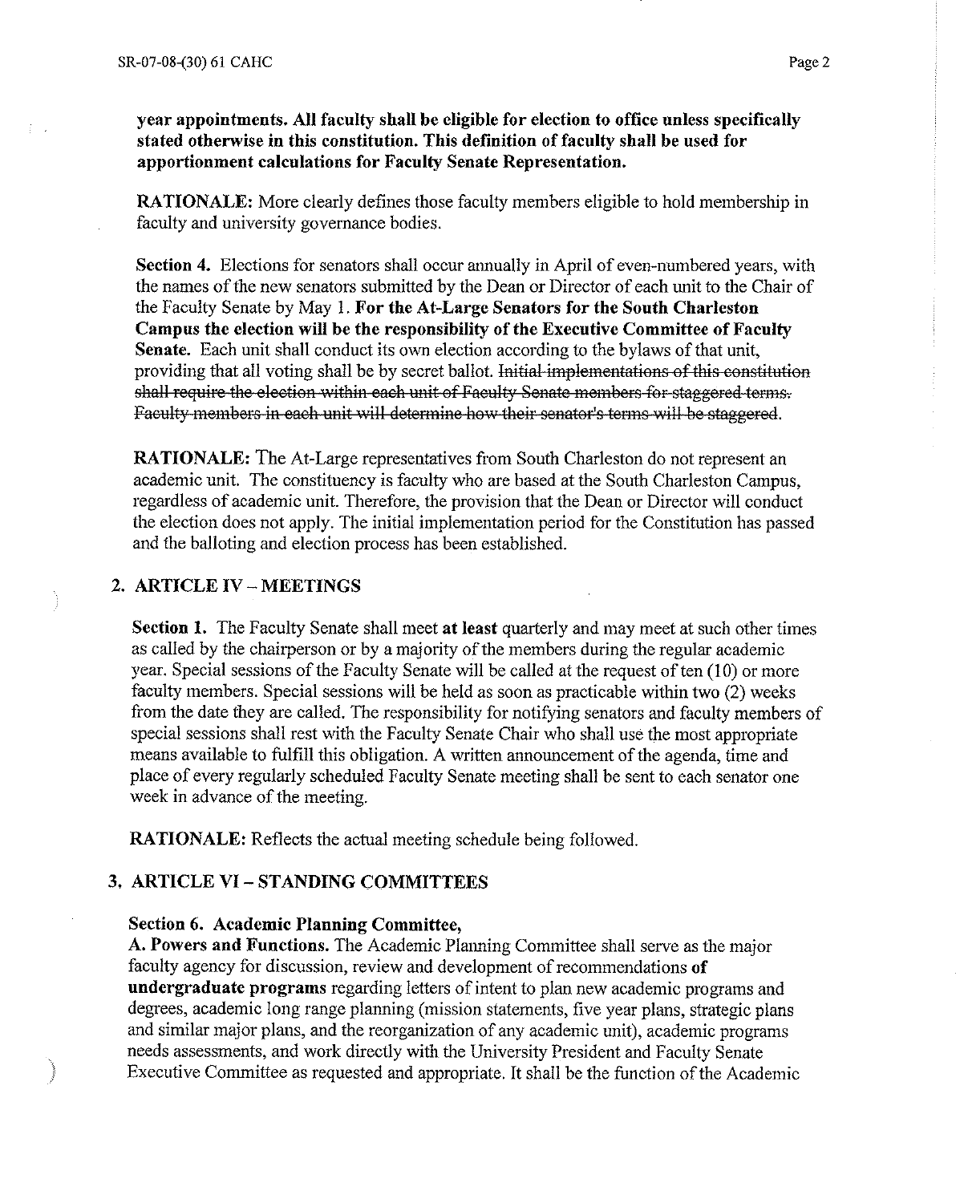**year appointments. All faculty shall be eligible for election to office unless specifically stated otherwise in this constitution. This definition of faculty shall be used for apportionment calculations for Faculty Senate Representation.**

**RATIONALE:** More clearly defines those faculty members eligible to hold membership in faculty and university governance bodies.

**Section 4.** Elections for senators shall occur annually in April of even-numbered years, with the names of the new senators submitted by the Dean or Director of each unit to the Chair of the Faculty Senate by May 1. **For the At-Large Senators for the South Charleston Campus the election will be the responsibility of the Executive Committee of Faculty Senate.** Each unit shall conduct its own election according to the bylaws of that unit, providing that all voting shall be by secret ballot. ~~Initial implementations of this constitution shall require the election within each unit of Faculty Senate members for staggered terms. Faculty members in each unit will determine how their senator's terms will be staggered.~~

**RATIONALE:** The At-Large representatives from South Charleston do not represent an academic unit. The constituency is faculty who are based at the South Charleston Campus, regardless of academic unit. Therefore, the provision that the Dean or Director will conduct the election does not apply. The initial implementation period for the Constitution has passed and the balloting and election process has been established.

## 2. ARTICLE IV – MEETINGS

**Section 1.** The Faculty Senate shall meet **at least** quarterly and may meet at such other times as called by the chairperson or by a majority of the members during the regular academic year. Special sessions of the Faculty Senate will be called at the request of ten (10) or more faculty members. Special sessions will be held as soon as practicable within two (2) weeks from the date they are called. The responsibility for notifying senators and faculty members of special sessions shall rest with the Faculty Senate Chair who shall use the most appropriate means available to fulfill this obligation. A written announcement of the agenda, time and place of every regularly scheduled Faculty Senate meeting shall be sent to each senator one week in advance of the meeting.

**RATIONALE:** Reflects the actual meeting schedule being followed.

## 3. ARTICLE VI – STANDING COMMITTEES

**Section 6. Academic Planning Committee,**

**A. Powers and Functions.** The Academic Planning Committee shall serve as the major faculty agency for discussion, review and development of recommendations **of undergraduate programs** regarding letters of intent to plan new academic programs and degrees, academic long range planning (mission statements, five year plans, strategic plans and similar major plans, and the reorganization of any academic unit), academic programs needs assessments, and work directly with the University President and Faculty Senate Executive Committee as requested and appropriate. It shall be the function of the Academic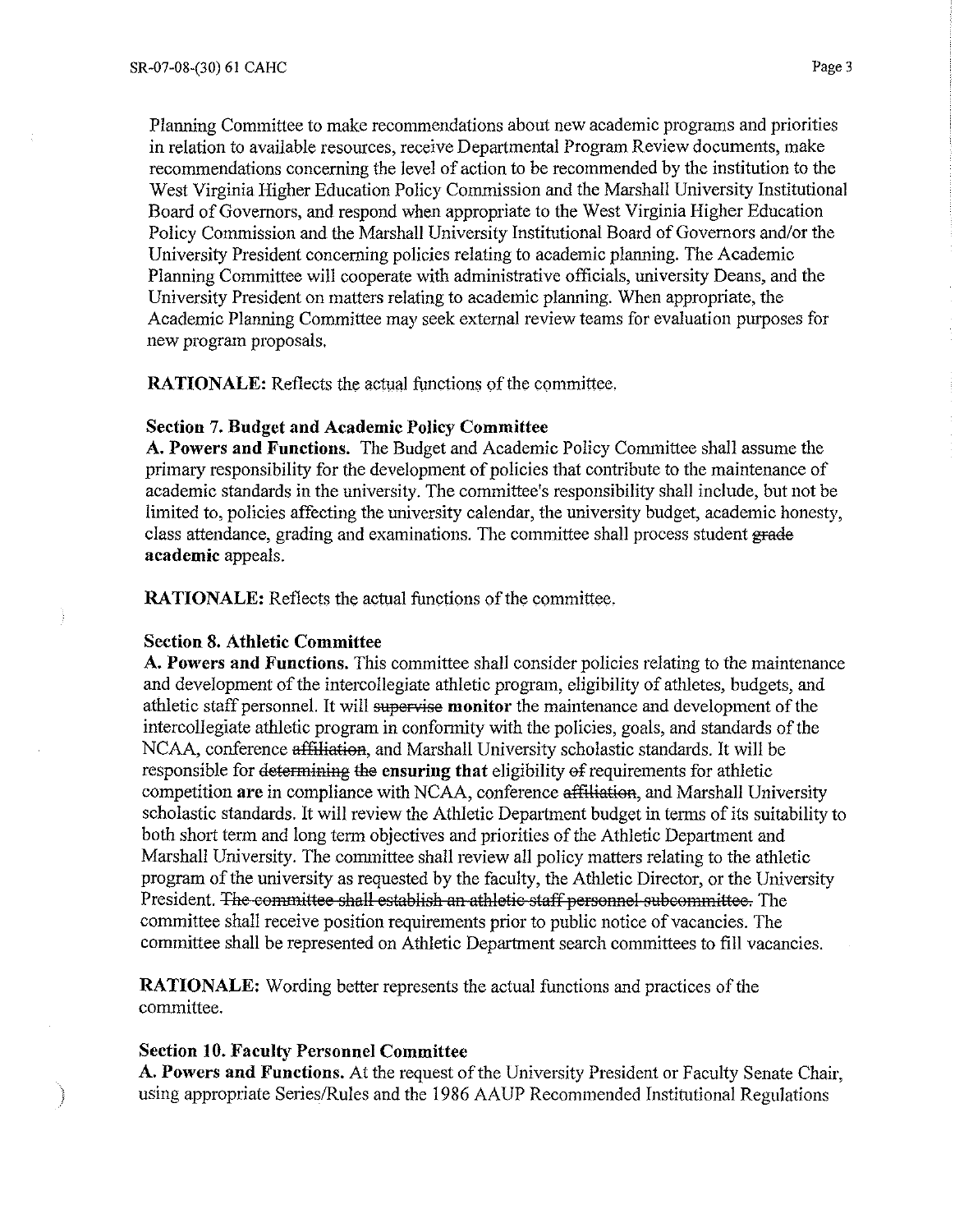Planning Committee to make recommendations about new academic programs and priorities in relation to available resources, receive Departmental Program Review documents, make recommendations concerning the level of action to be recommended by the institution to the West Virginia Higher Education Policy Commission and the Marshall University Institutional Board of Governors, and respond when appropriate to the West Virginia Higher Education Policy Commission and the Marshall University Institutional Board of Governors and/or the University President concerning policies relating to academic planning. The Academic Planning Committee will cooperate with administrative officials, university Deans, and the University President on matters relating to academic planning. When appropriate, the Academic Planning Committee may seek external review teams for evaluation purposes for new program proposals.

**RATIONALE:** Reflects the actual functions of the committee.

**Section 7. Budget and Academic Policy Committee**

**A. Powers and Functions.** The Budget and Academic Policy Committee shall assume the primary responsibility for the development of policies that contribute to the maintenance of academic standards in the university. The committee's responsibility shall include, but not be limited to, policies affecting the university calendar, the university budget, academic honesty, class attendance, grading and examinations. The committee shall process student ~~grade~~ **academic** appeals.

**RATIONALE:** Reflects the actual functions of the committee.

**Section 8. Athletic Committee**

**A. Powers and Functions.** This committee shall consider policies relating to the maintenance and development of the intercollegiate athletic program, eligibility of athletes, budgets, and athletic staff personnel. It will ~~supervise~~ **monitor** the maintenance and development of the intercollegiate athletic program in conformity with the policies, goals, and standards of the NCAA, conference ~~affiliation~~, and Marshall University scholastic standards. It will be responsible for ~~determining the~~ **ensuring that** eligibility ~~of~~ requirements for athletic competition **are** in compliance with NCAA, conference ~~affiliation~~, and Marshall University scholastic standards. It will review the Athletic Department budget in terms of its suitability to both short term and long term objectives and priorities of the Athletic Department and Marshall University. The committee shall review all policy matters relating to the athletic program of the university as requested by the faculty, the Athletic Director, or the University President. ~~The committee shall establish an athletic staff personnel subcommittee.~~ The committee shall receive position requirements prior to public notice of vacancies. The committee shall be represented on Athletic Department search committees to fill vacancies.

**RATIONALE:** Wording better represents the actual functions and practices of the committee.

**Section 10. Faculty Personnel Committee**

**A. Powers and Functions.** At the request of the University President or Faculty Senate Chair, using appropriate Series/Rules and the 1986 AAUP Recommended Institutional Regulations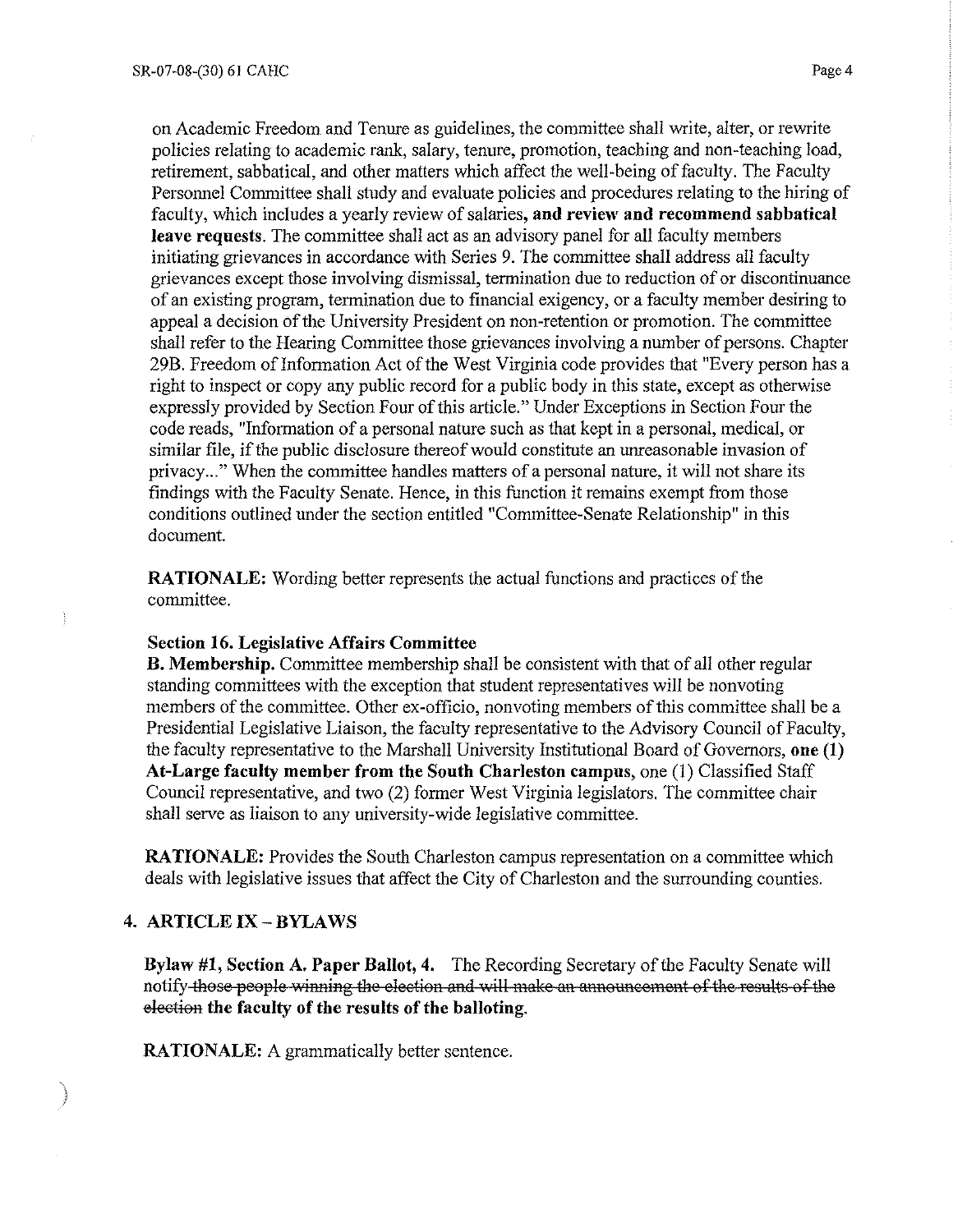on Academic Freedom and Tenure as guidelines, the committee shall write, alter, or rewrite policies relating to academic rank, salary, tenure, promotion, teaching and non-teaching load, retirement, sabbatical, and other matters which affect the well-being of faculty. The Faculty Personnel Committee shall study and evaluate policies and procedures relating to the hiring of faculty, which includes a yearly review of salaries, **and review and recommend sabbatical leave requests**. The committee shall act as an advisory panel for all faculty members initiating grievances in accordance with Series 9. The committee shall address all faculty grievances except those involving dismissal, termination due to reduction of or discontinuance of an existing program, termination due to financial exigency, or a faculty member desiring to appeal a decision of the University President on non-retention or promotion. The committee shall refer to the Hearing Committee those grievances involving a number of persons. Chapter 29B. Freedom of Information Act of the West Virginia code provides that "Every person has a right to inspect or copy any public record for a public body in this state, except as otherwise expressly provided by Section Four of this article." Under Exceptions in Section Four the code reads, "Information of a personal nature such as that kept in a personal, medical, or similar file, if the public disclosure thereof would constitute an unreasonable invasion of privacy..." When the committee handles matters of a personal nature, it will not share its findings with the Faculty Senate. Hence, in this function it remains exempt from those conditions outlined under the section entitled "Committee-Senate Relationship" in this document.

**RATIONALE:** Wording better represents the actual functions and practices of the committee.

**Section 16. Legislative Affairs Committee**
**B. Membership.** Committee membership shall be consistent with that of all other regular standing committees with the exception that student representatives will be nonvoting members of the committee. Other ex-officio, nonvoting members of this committee shall be a Presidential Legislative Liaison, the faculty representative to the Advisory Council of Faculty, the faculty representative to the Marshall University Institutional Board of Governors, **one (1) At-Large faculty member from the South Charleston campus**, one (1) Classified Staff Council representative, and two (2) former West Virginia legislators. The committee chair shall serve as liaison to any university-wide legislative committee.

**RATIONALE:** Provides the South Charleston campus representation on a committee which deals with legislative issues that affect the City of Charleston and the surrounding counties.

## 4. ARTICLE IX – BYLAWS

**Bylaw #1, Section A. Paper Ballot, 4.** The Recording Secretary of the Faculty Senate will notify ~~those people winning the election and will make an announcement of the results of the election~~ **the faculty of the results of the balloting.**

**RATIONALE:** A grammatically better sentence.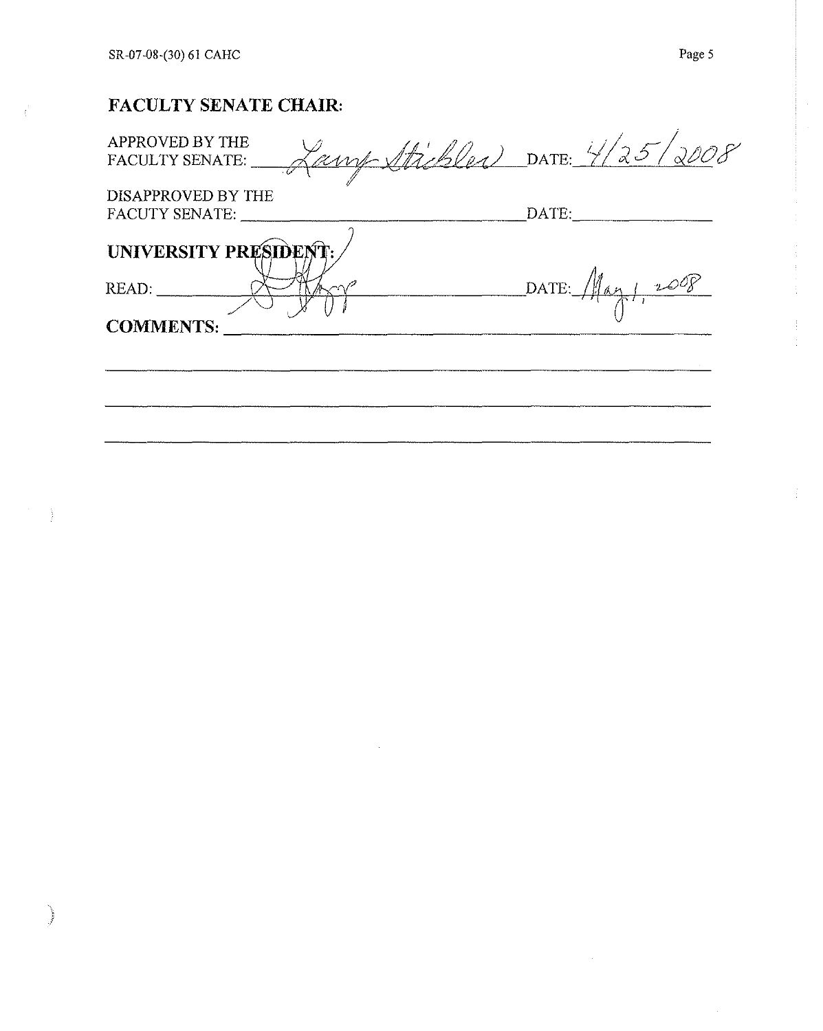## FACULTY SENATE CHAIR:

APPROVED BY THE FACULTY SENATE: *Larry Strickler* DATE: *4/25/2008*

DISAPPROVED BY THE FACUTY SENATE: ______________________ DATE: ____________

## UNIVERSITY PRESIDENT:

READ: *[signature]* DATE: *May 1, 2008*

**COMMENTS:** ______________________________________________